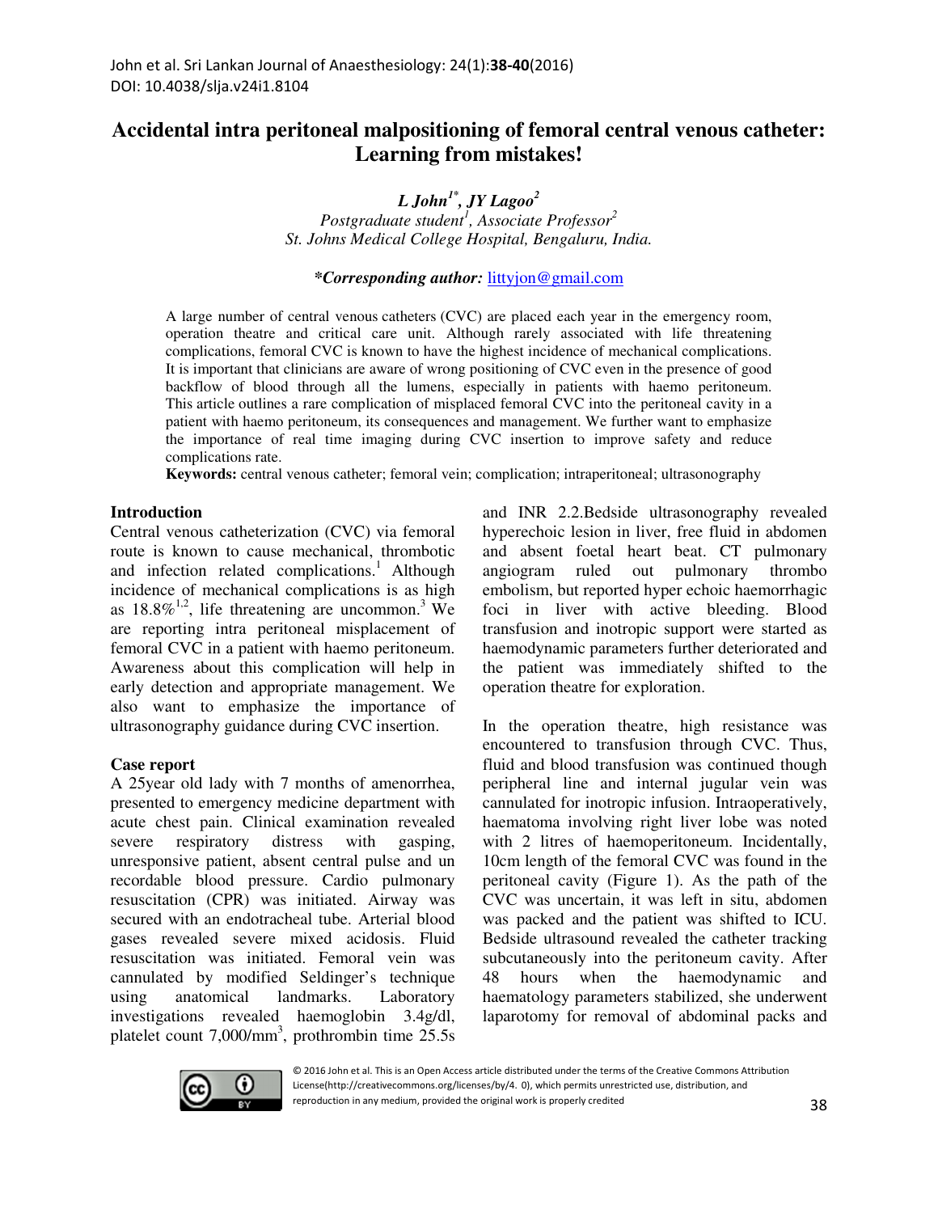# Accidental intra peritoneal malpositioning of femoral central venous catheter: Learning from mistakes!

***L John[1*], JY Lagoo[2]***

*Postgraduate student[1], Associate Professor[2]*
*St. Johns Medical College Hospital, Bengaluru, India.*

***\*Corresponding author:*** littyjon@gmail.com

A large number of central venous catheters (CVC) are placed each year in the emergency room, operation theatre and critical care unit. Although rarely associated with life threatening complications, femoral CVC is known to have the highest incidence of mechanical complications. It is important that clinicians are aware of wrong positioning of CVC even in the presence of good backflow of blood through all the lumens, especially in patients with haemo peritoneum. This article outlines a rare complication of misplaced femoral CVC into the peritoneal cavity in a patient with haemo peritoneum, its consequences and management. We further want to emphasize the importance of real time imaging during CVC insertion to improve safety and reduce complications rate.

**Keywords:** central venous catheter; femoral vein; complication; intraperitoneal; ultrasonography

## Introduction

Central venous catheterization (CVC) via femoral route is known to cause mechanical, thrombotic and infection related complications.[1] Although incidence of mechanical complications is as high as 18.8%[1,2], life threatening are uncommon.[3] We are reporting intra peritoneal misplacement of femoral CVC in a patient with haemo peritoneum. Awareness about this complication will help in early detection and appropriate management. We also want to emphasize the importance of ultrasonography guidance during CVC insertion.

## Case report

A 25year old lady with 7 months of amenorrhea, presented to emergency medicine department with acute chest pain. Clinical examination revealed severe respiratory distress with gasping, unresponsive patient, absent central pulse and un recordable blood pressure. Cardio pulmonary resuscitation (CPR) was initiated. Airway was secured with an endotracheal tube. Arterial blood gases revealed severe mixed acidosis. Fluid resuscitation was initiated. Femoral vein was cannulated by modified Seldinger's technique using anatomical landmarks. Laboratory investigations revealed haemoglobin 3.4g/dl, platelet count 7,000/mm$^3$, prothrombin time 25.5s and INR 2.2.Bedside ultrasonography revealed hyperechoic lesion in liver, free fluid in abdomen and absent foetal heart beat. CT pulmonary angiogram ruled out pulmonary thrombo embolism, but reported hyper echoic haemorrhagic foci in liver with active bleeding. Blood transfusion and inotropic support were started as haemodynamic parameters further deteriorated and the patient was immediately shifted to the operation theatre for exploration.

In the operation theatre, high resistance was encountered to transfusion through CVC. Thus, fluid and blood transfusion was continued though peripheral line and internal jugular vein was cannulated for inotropic infusion. Intraoperatively, haematoma involving right liver lobe was noted with 2 litres of haemoperitoneum. Incidentally, 10cm length of the femoral CVC was found in the peritoneal cavity (Figure 1). As the path of the CVC was uncertain, it was left in situ, abdomen was packed and the patient was shifted to ICU. Bedside ultrasound revealed the catheter tracking subcutaneously into the peritoneum cavity. After 48 hours when the haemodynamic and haematology parameters stabilized, she underwent laparotomy for removal of abdominal packs and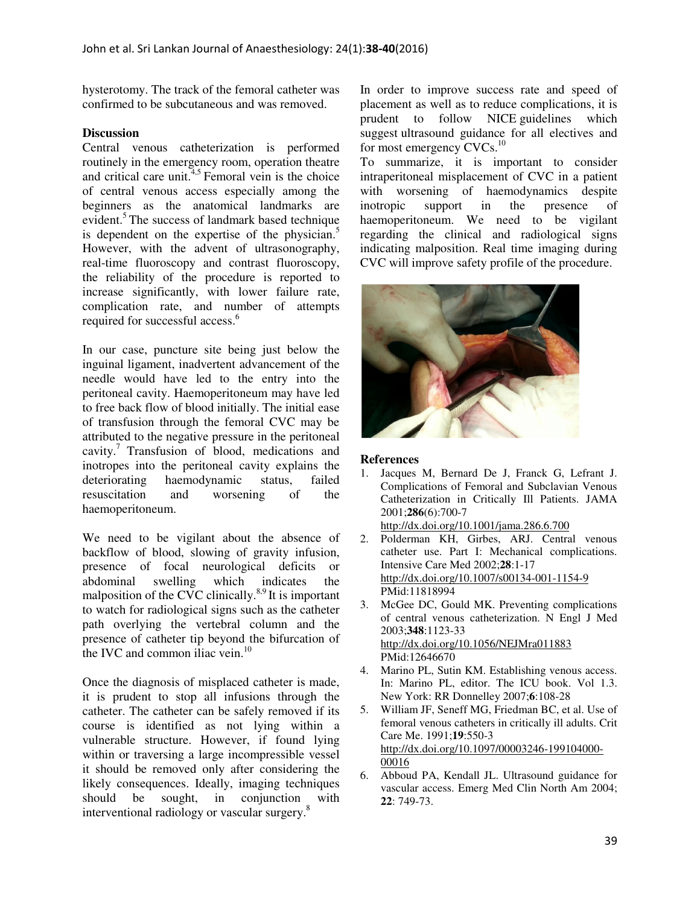hysterotomy. The track of the femoral catheter was confirmed to be subcutaneous and was removed.

**Discussion**

Central venous catheterization is performed routinely in the emergency room, operation theatre and critical care unit.[4,5] Femoral vein is the choice of central venous access especially among the beginners as the anatomical landmarks are evident.[5] The success of landmark based technique is dependent on the expertise of the physician.[5] However, with the advent of ultrasonography, real-time fluoroscopy and contrast fluoroscopy, the reliability of the procedure is reported to increase significantly, with lower failure rate, complication rate, and number of attempts required for successful access.[6]

In our case, puncture site being just below the inguinal ligament, inadvertent advancement of the needle would have led to the entry into the peritoneal cavity. Haemoperitoneum may have led to free back flow of blood initially. The initial ease of transfusion through the femoral CVC may be attributed to the negative pressure in the peritoneal cavity.[7] Transfusion of blood, medications and inotropes into the peritoneal cavity explains the deteriorating haemodynamic status, failed resuscitation and worsening of the haemoperitoneum.

We need to be vigilant about the absence of backflow of blood, slowing of gravity infusion, presence of focal neurological deficits or abdominal swelling which indicates the malposition of the CVC clinically.[8,9] It is important to watch for radiological signs such as the catheter path overlying the vertebral column and the presence of catheter tip beyond the bifurcation of the IVC and common iliac vein.[10]

Once the diagnosis of misplaced catheter is made, it is prudent to stop all infusions through the catheter. The catheter can be safely removed if its course is identified as not lying within a vulnerable structure. However, if found lying within or traversing a large incompressible vessel it should be removed only after considering the likely consequences. Ideally, imaging techniques should be sought, in conjunction with interventional radiology or vascular surgery.[8]

In order to improve success rate and speed of placement as well as to reduce complications, it is prudent to follow NICE guidelines which suggest ultrasound guidance for all electives and for most emergency CVCs.[10]

To summarize, it is important to consider intraperitoneal misplacement of CVC in a patient with worsening of haemodynamics despite inotropic support in the presence of haemoperitoneum. We need to be vigilant regarding the clinical and radiological signs indicating malposition. Real time imaging during CVC will improve safety profile of the procedure.

**References**

1. Jacques M, Bernard De J, Franck G, Lefrant J. Complications of Femoral and Subclavian Venous Catheterization in Critically Ill Patients. JAMA 2001;**286**(6):700-7 http://dx.doi.org/10.1001/jama.286.6.700
2. Polderman KH, Girbes, ARJ. Central venous catheter use. Part I: Mechanical complications. Intensive Care Med 2002;**28**:1-17 http://dx.doi.org/10.1007/s00134-001-1154-9 PMid:11818994
3. McGee DC, Gould MK. Preventing complications of central venous catheterization. N Engl J Med 2003;**348**:1123-33 http://dx.doi.org/10.1056/NEJMra011883 PMid:12646670
4. Marino PL, Sutin KM. Establishing venous access. In: Marino PL, editor. The ICU book. Vol 1.3. New York: RR Donnelley 2007;**6**:108-28
5. William JF, Seneff MG, Friedman BC, et al. Use of femoral venous catheters in critically ill adults. Crit Care Me. 1991;**19**:550-3 http://dx.doi.org/10.1097/00003246-199104000-00016
6. Abboud PA, Kendall JL. Ultrasound guidance for vascular access. Emerg Med Clin North Am 2004; **22**: 749-73.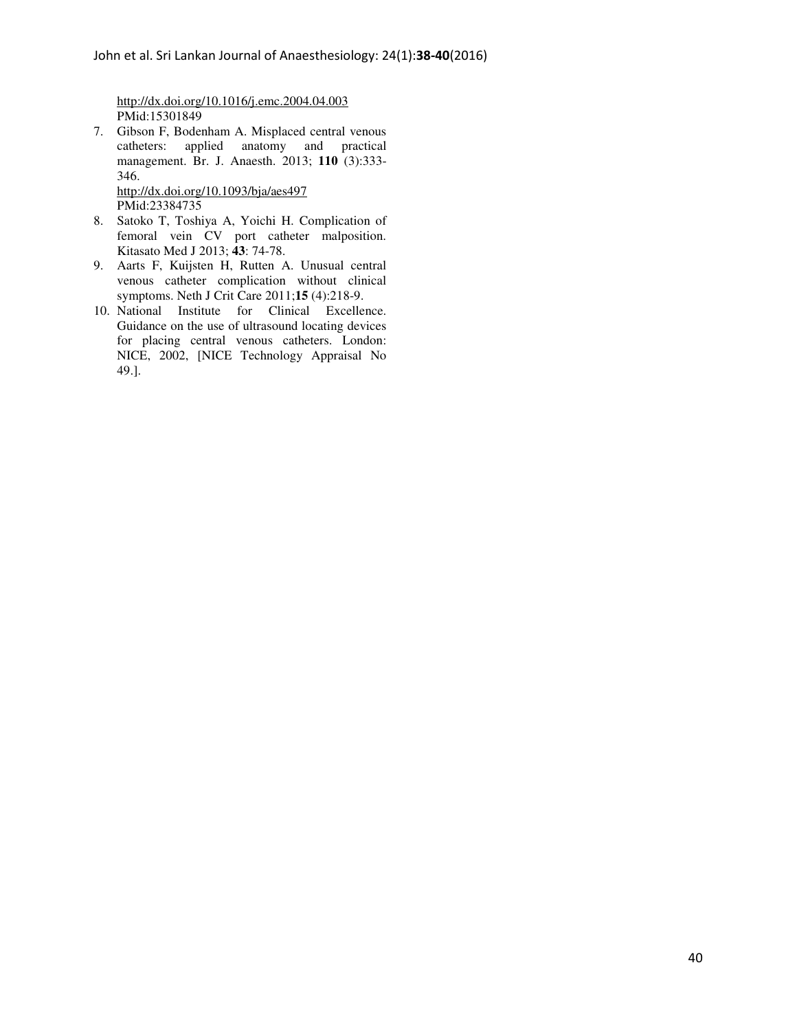http://dx.doi.org/10.1016/j.emc.2004.04.003
PMid:15301849

7. Gibson F, Bodenham A. Misplaced central venous catheters: applied anatomy and practical management. Br. J. Anaesth. 2013; **110** (3):333-346.
http://dx.doi.org/10.1093/bja/aes497
PMid:23384735
8. Satoko T, Toshiya A, Yoichi H. Complication of femoral vein CV port catheter malposition. Kitasato Med J 2013; **43**: 74-78.
9. Aarts F, Kuijsten H, Rutten A. Unusual central venous catheter complication without clinical symptoms. Neth J Crit Care 2011;**15** (4):218-9.
10. National Institute for Clinical Excellence. Guidance on the use of ultrasound locating devices for placing central venous catheters. London: NICE, 2002, [NICE Technology Appraisal No 49.].